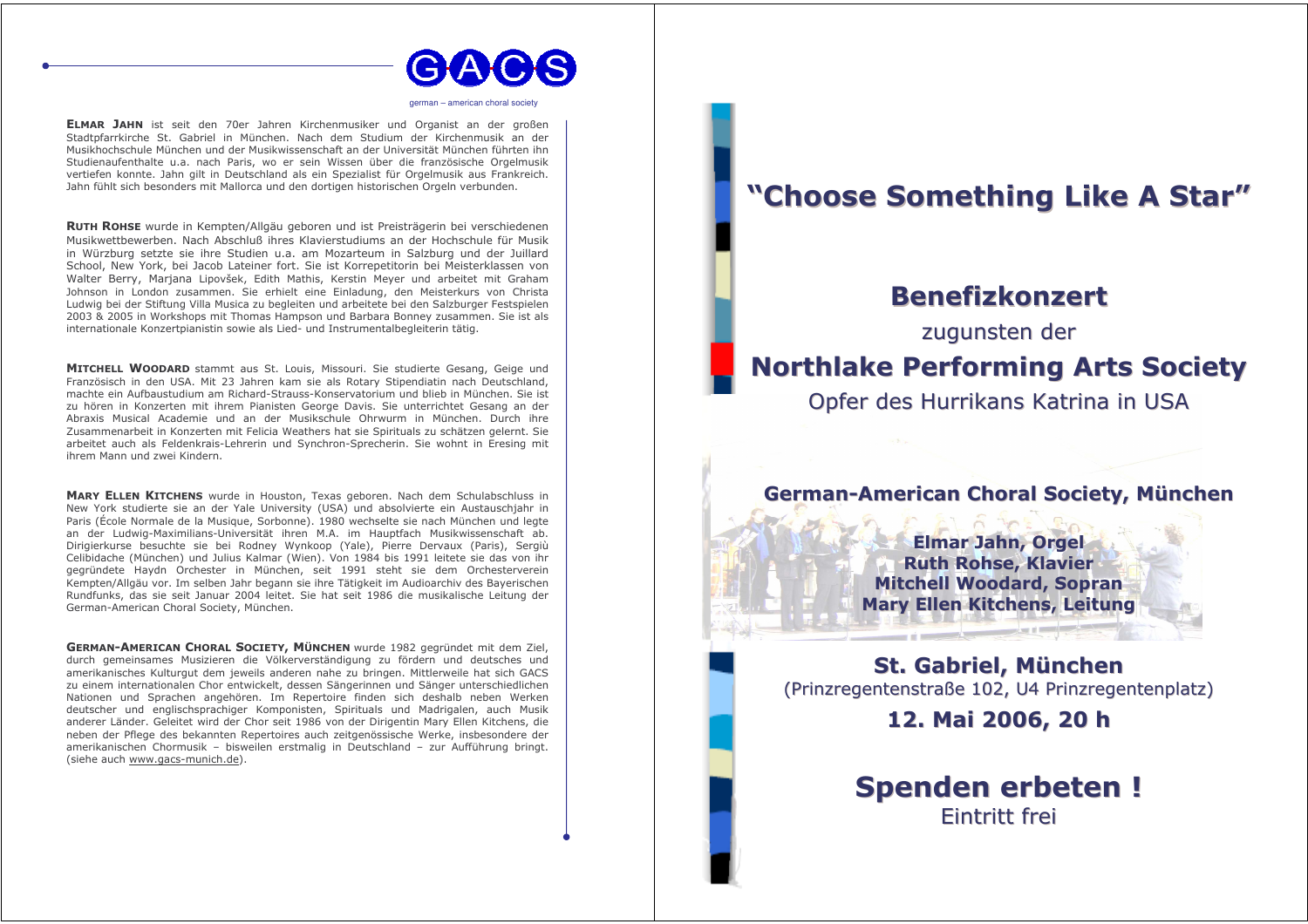GACS

german – american choral society

**ELMAR JAHN** ist seit den 70er Jahren Kirchenmusiker und Organist an der großen Stadtpfarrkirche St. Gabriel in München. Nach dem Studium der Kirchenmusik an der Musikhochschule München und der Musikwissenschaft an der Universität München führten ihn Studienaufenthalte u.a. nach Paris, wo er sein Wissen über die französische Orgelmusik vertiefen konnte. Jahn gilt in Deutschland als ein Spezialist für Orgelmusik aus Frankreich. Jahn fühlt sich besonders mit Mallorca und den dortigen historischen Orgeln verbunden.

**RUTH ROHSE** wurde in Kempten/Allgäu geboren und ist Preisträgerin bei verschiedenen Musikwettbewerben. Nach Abschluß ihres Klavierstudiums an der Hochschule für Musik in Würzburg setzte sie ihre Studien u.a. am Mozarteum in Salzburg und der Juillard School, New York, bei Jacob Lateiner fort. Sie ist Korrepetitorin bei Meisterklassen von Walter Berry, Marjana Lipovšek, Edith Mathis, Kerstin Meyer und arbeitet mit Graham Johnson in London zusammen. Sie erhielt eine Einladung, den Meisterkurs von Christa Ludwig bei der Stiftung Villa Musica zu begleiten und arbeitete bei den Salzburger Festspielen 2003 & 2005 in Workshops mit Thomas Hampson und Barbara Bonney zusammen. Sie ist als internationale Konzertpianistin sowie als Lied- und Instrumentalbegleiterin tätig.

**MITCHELL WOODARD** stammt aus St. Louis, Missouri. Sie studierte Gesang, Geige und Französisch in den USA. Mit 23 Jahren kam sie als Rotary Stipendiatin nach Deutschland, machte ein Aufbaustudium am Richard-Strauss-Konservatorium und blieb in München. Sie ist zu hören in Konzerten mit ihrem Pianisten George Davis. Sie unterrichtet Gesang an der Abraxis Musical Academie und an der Musikschule Ohrwurm in München. Durch ihre Zusammenarbeit in Konzerten mit Felicia Weathers hat sie Spirituals zu schätzen gelernt. Sie arbeitet auch als Feldenkrais-Lehrerin und Synchron-Sprecherin. Sie wohnt in Eresing mit ihrem Mann und zwei Kindern.

**MARY ELLEN KITCHENS** wurde in Houston, Texas geboren. Nach dem Schulabschluss in New York studierte sie an der Yale University (USA) und absolvierte ein Austauschjahr in Paris (École Normale de la Musique, Sorbonne). 1980 wechselte sie nach München und legte an der Ludwig-Maximilians-Universität ihren M.A. im Hauptfach Musikwissenschaft ab. Dirigierkurse besuchte sie bei Rodney Wynkoop (Yale), Pierre Dervaux (Paris), Sergiù Celibidache (München) und Julius Kalmar (Wien). Von 1984 bis 1991 leitete sie das von ihr gegründete Haydn Orchester in München, seit 1991 steht sie dem Orchesterverein Kempten/Allgäu vor. Im selben Jahr begann sie ihre Tätigkeit im Audioarchiv des Bayerischen Rundfunks, das sie seit Januar 2004 leitet. Sie hat seit 1986 die musikalische Leitung der German-American Choral Society, München.

**GERMAN-AMERICAN CHORAL SOCIETY, MÜNCHEN** wurde 1982 gegründet mit dem Ziel, durch gemeinsames Musizieren die Völkerverständigung zu fördern und deutsches und amerikanisches Kulturgut dem jeweils anderen nahe zu bringen. Mittlerweile hat sich GACS zu einem internationalen Chor entwickelt, dessen Sängerinnen und Sänger unterschiedlichen Nationen und Sprachen angehören. Im Repertoire finden sich deshalb neben Werken deutscher und englischsprachiger Komponisten, Spirituals und Madrigalen, auch Musik anderer Länder. Geleitet wird der Chor seit 1986 von der Dirigentin Mary Ellen Kitchens, die neben der Pflege des bekannten Repertoires auch zeitgenössische Werke, insbesondere der amerikanischen Chormusik – bisweilen erstmalig in Deutschland – zur Aufführung bringt. (siehe auch www.gacs-munich.de).

# "Choose Something Like A Star"

## Benefizkonzert

zugunsten der

## Northlake Performing Arts Society

Opfer des Hurrikans Katrina in USA

### German-American Choral Society, München

**Elmar Jahn, Orgel**
**Ruth Rohse, Klavier**
**Mitchell Woodard, Sopran**
**Mary Ellen Kitchens, Leitung**

### St. Gabriel, München

(Prinzregentenstraße 102, U4 Prinzregentenplatz)

### 12. Mai 2006, 20 h

## Spenden erbeten !

Eintritt frei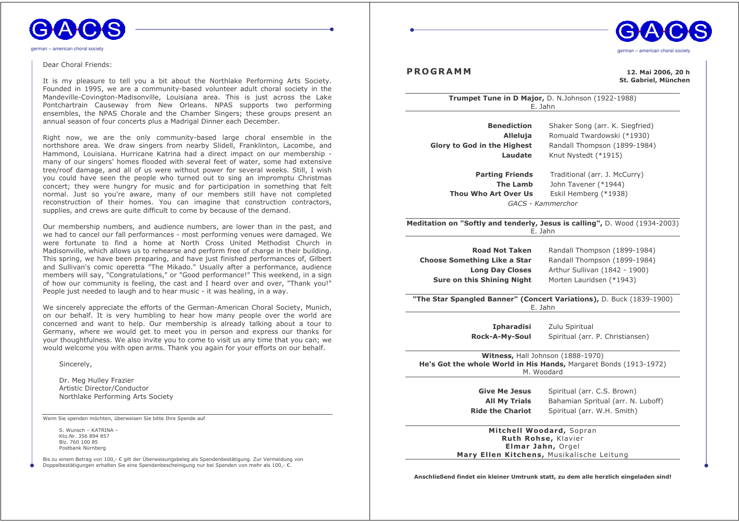GACS

german – american choral society

Dear Choral Friends:

It is my pleasure to tell you a bit about the Northlake Performing Arts Society. Founded in 1995, we are a community-based volunteer adult choral society in the Mandeville-Covington-Madisonville, Louisiana area. This is just across the Lake Pontchartrain Causeway from New Orleans. NPAS supports two performing ensembles, the NPAS Chorale and the Chamber Singers; these groups present an annual season of four concerts plus a Madrigal Dinner each December.

Right now, we are the only community-based large choral ensemble in the northshore area. We draw singers from nearby Slidell, Franklinton, Lacombe, and Hammond, Louisiana. Hurricane Katrina had a direct impact on our membership - many of our singers' homes flooded with several feet of water, some had extensive tree/roof damage, and all of us were without power for several weeks. Still, I wish you could have seen the people who turned out to sing an impromptu Christmas concert; they were hungry for music and for participation in something that felt normal. Just so you're aware, many of our members still have not completed reconstruction of their homes. You can imagine that construction contractors, supplies, and crews are quite difficult to come by because of the demand.

Our membership numbers, and audience numbers, are lower than in the past, and we had to cancel our fall performances - most performing venues were damaged. We were fortunate to find a home at North Cross United Methodist Church in Madisonville, which allows us to rehearse and perform free of charge in their building. This spring, we have been preparing, and have just finished performances of, Gilbert and Sullivan's comic operetta "The Mikado." Usually after a performance, audience members will say, "Congratulations," or "Good performance!" This weekend, in a sign of how our community is feeling, the cast and I heard over and over, "Thank you!" People just needed to laugh and to hear music - it was healing, in a way.

We sincerely appreciate the efforts of the German-American Choral Society, Munich, on our behalf. It is very humbling to hear how many people over the world are concerned and want to help. Our membership is already talking about a tour to Germany, where we would get to meet you in person and express our thanks for your thoughtfulness. We also invite you to come to visit us any time that you can; we would welcome you with open arms. Thank you again for your efforts on our behalf.

Sincerely,

Dr. Meg Hulley Frazier
Artistic Director/Conductor
Northlake Performing Arts Society

Wenn Sie spenden möchten, überweisen Sie bitte Ihre Spende auf

S. Wunsch – KATRINA –
Kto.Nr. 356 894 857
Blz. 760 100 85
Postbank Nürnberg

Bis zu einem Betrag von 100,- € gilt der Überweisungsbeleg als Spendenbestätigung. Zur Vermeidung von Doppelbestätigungen erhalten Sie eine Spendenbescheinigung nur bei Spenden von mehr als 100,- €.

GACS

german – american choral society

## PROGRAMM

**12. Mai 2006, 20 h**
**St. Gabriel, München**

**Trumpet Tune in D Major,** D. N.Johnson (1922-1988)
E. Jahn

| | |
|---|---|
| **Benediction** | Shaker Song (arr. K. Siegfried) |
| **Alleluja** | Romuald Twardowski (*1930) |
| **Glory to God in the Highest** | Randall Thompson (1899-1984) |
| **Laudate** | Knut Nystedt (*1915) |
| **Parting Friends** | Traditional (arr. J. McCurry) |
| **The Lamb** | John Tavener (*1944) |
| **Thou Who Art Over Us** | Eskil Hemberg (*1938) |

*GACS - Kammerchor*

**Meditation on "Softly and tenderly, Jesus is calling",** D. Wood (1934-2003)
E. Jahn

| | |
|---|---|
| **Road Not Taken** | Randall Thompson (1899-1984) |
| **Choose Something Like a Star** | Randall Thompson (1899-1984) |
| **Long Day Closes** | Arthur Sullivan (1842 - 1900) |
| **Sure on this Shining Night** | Morten Lauridsen (*1943) |

**"The Star Spangled Banner" (Concert Variations),** D. Buck (1839-1900)
E. Jahn

| | |
|---|---|
| **Ipharadisi** | Zulu Spiritual |
| **Rock-A-My-Soul** | Spiritual (arr. P. Christiansen) |

**Witness,** Hall Johnson (1888-1970)
**He's Got the whole World in His Hands,** Margaret Bonds (1913-1972)
M. Woodard

| | |
|---|---|
| **Give Me Jesus** | Spiritual (arr. C.S. Brown) |
| **All My Trials** | Bahamian Spritual (arr. N. Luboff) |
| **Ride the Chariot** | Spiritual (arr. W.H. Smith) |

**Mitchell Woodard,** Sopran
**Ruth Rohse,** Klavier
**Elmar Jahn,** Orgel
**Mary Ellen Kitchens,** Musikalische Leitung

**Anschließend findet ein kleiner Umtrunk statt, zu dem alle herzlich eingeladen sind!**